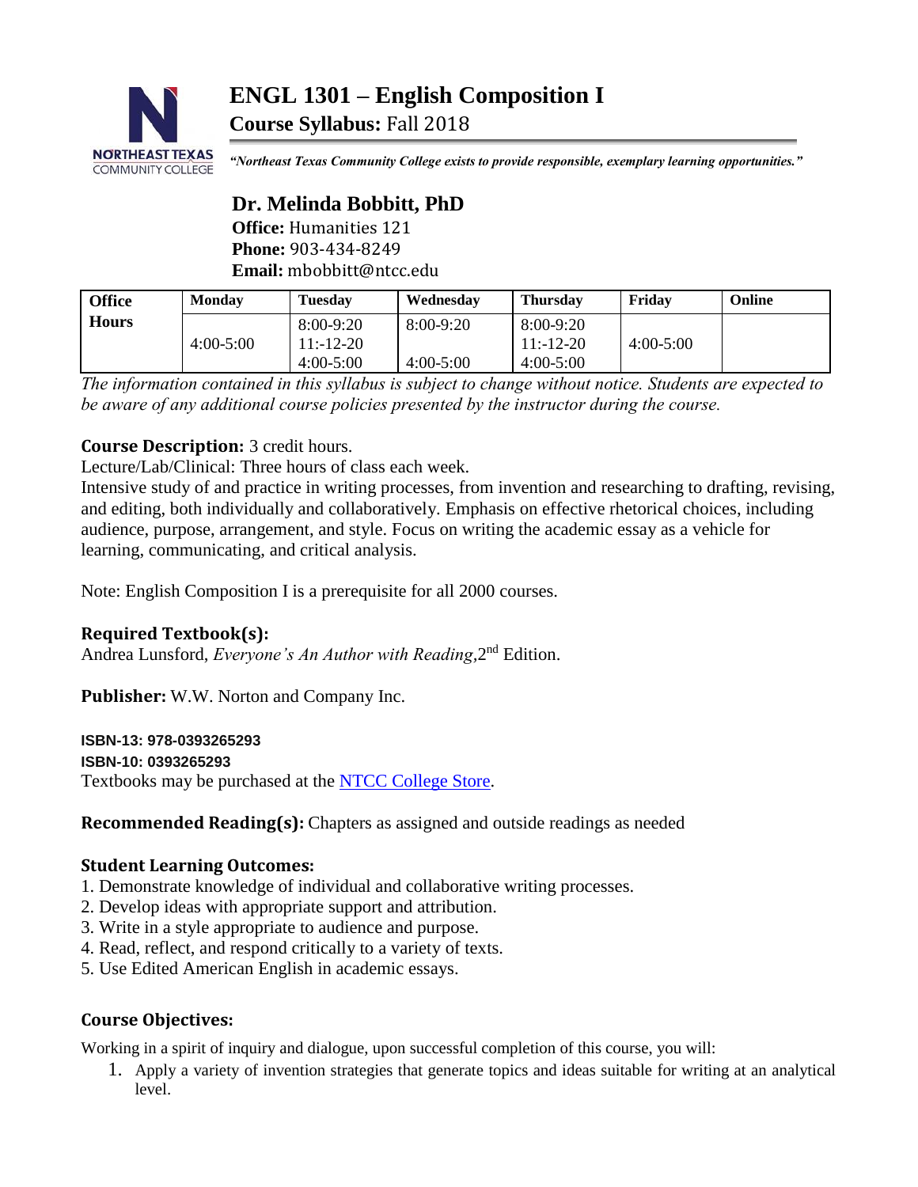# ENGL 1301 – English Composition I

**Course Syllabus:** Fall 2018

*"Northeast Texas Community College exists to provide responsible, exemplary learning opportunities."*

## Dr. Melinda Bobbitt, PhD

**Office:** Humanities 121
**Phone:** 903-434-8249
**Email:** mbobbitt@ntcc.edu

| Office Hours | Monday | Tuesday | Wednesday | Thursday | Friday | Online |
|---|---|---|---|---|---|---|
| | 4:00-5:00 | 8:00-9:20<br>11:-12-20<br>4:00-5:00 | 8:00-9:20<br><br>4:00-5:00 | 8:00-9:20<br>11:-12-20<br>4:00-5:00 | 4:00-5:00 | |

*The information contained in this syllabus is subject to change without notice. Students are expected to be aware of any additional course policies presented by the instructor during the course.*

**Course Description:** 3 credit hours.
Lecture/Lab/Clinical: Three hours of class each week.
Intensive study of and practice in writing processes, from invention and researching to drafting, revising, and editing, both individually and collaboratively. Emphasis on effective rhetorical choices, including audience, purpose, arrangement, and style. Focus on writing the academic essay as a vehicle for learning, communicating, and critical analysis.

Note: English Composition I is a prerequisite for all 2000 courses.

**Required Textbook(s):**
Andrea Lunsford, *Everyone's An Author with Reading*, 2nd Edition.

**Publisher:** W.W. Norton and Company Inc.

**ISBN-13: 978-0393265293**
**ISBN-10: 0393265293**
Textbooks may be purchased at the NTCC College Store.

**Recommended Reading(s):** Chapters as assigned and outside readings as needed

**Student Learning Outcomes:**
1. Demonstrate knowledge of individual and collaborative writing processes.
2. Develop ideas with appropriate support and attribution.
3. Write in a style appropriate to audience and purpose.
4. Read, reflect, and respond critically to a variety of texts.
5. Use Edited American English in academic essays.

**Course Objectives:**

Working in a spirit of inquiry and dialogue, upon successful completion of this course, you will:

1. Apply a variety of invention strategies that generate topics and ideas suitable for writing at an analytical level.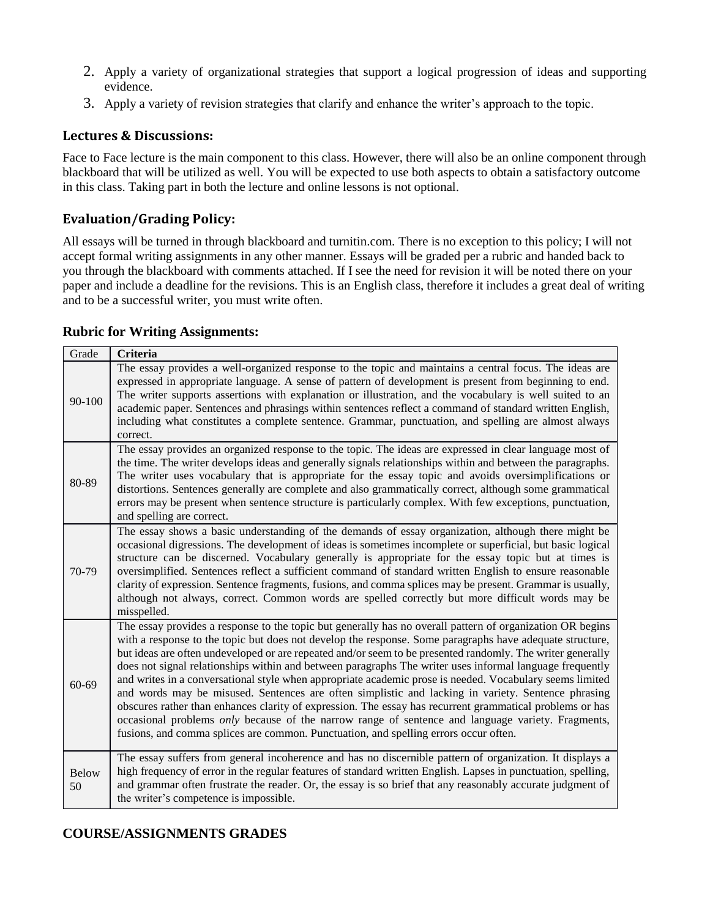2. Apply a variety of organizational strategies that support a logical progression of ideas and supporting evidence.
3. Apply a variety of revision strategies that clarify and enhance the writer's approach to the topic.

## Lectures & Discussions:

Face to Face lecture is the main component to this class. However, there will also be an online component through blackboard that will be utilized as well. You will be expected to use both aspects to obtain a satisfactory outcome in this class. Taking part in both the lecture and online lessons is not optional.

## Evaluation/Grading Policy:

All essays will be turned in through blackboard and turnitin.com. There is no exception to this policy; I will not accept formal writing assignments in any other manner. Essays will be graded per a rubric and handed back to you through the blackboard with comments attached. If I see the need for revision it will be noted there on your paper and include a deadline for the revisions. This is an English class, therefore it includes a great deal of writing and to be a successful writer, you must write often.

## Rubric for Writing Assignments:

| Grade | **Criteria** |
|---|---|
| 90-100 | The essay provides a well-organized response to the topic and maintains a central focus. The ideas are expressed in appropriate language. A sense of pattern of development is present from beginning to end. The writer supports assertions with explanation or illustration, and the vocabulary is well suited to an academic paper. Sentences and phrasings within sentences reflect a command of standard written English, including what constitutes a complete sentence. Grammar, punctuation, and spelling are almost always correct. |
| 80-89 | The essay provides an organized response to the topic. The ideas are expressed in clear language most of the time. The writer develops ideas and generally signals relationships within and between the paragraphs. The writer uses vocabulary that is appropriate for the essay topic and avoids oversimplifications or distortions. Sentences generally are complete and also grammatically correct, although some grammatical errors may be present when sentence structure is particularly complex. With few exceptions, punctuation, and spelling are correct. |
| 70-79 | The essay shows a basic understanding of the demands of essay organization, although there might be occasional digressions. The development of ideas is sometimes incomplete or superficial, but basic logical structure can be discerned. Vocabulary generally is appropriate for the essay topic but at times is oversimplified. Sentences reflect a sufficient command of standard written English to ensure reasonable clarity of expression. Sentence fragments, fusions, and comma splices may be present. Grammar is usually, although not always, correct. Common words are spelled correctly but more difficult words may be misspelled. |
| 60-69 | The essay provides a response to the topic but generally has no overall pattern of organization OR begins with a response to the topic but does not develop the response. Some paragraphs have adequate structure, but ideas are often undeveloped or are repeated and/or seem to be presented randomly. The writer generally does not signal relationships within and between paragraphs The writer uses informal language frequently and writes in a conversational style when appropriate academic prose is needed. Vocabulary seems limited and words may be misused. Sentences are often simplistic and lacking in variety. Sentence phrasing obscures rather than enhances clarity of expression. The essay has recurrent grammatical problems or has occasional problems *only* because of the narrow range of sentence and language variety. Fragments, fusions, and comma splices are common. Punctuation, and spelling errors occur often. |
| Below 50 | The essay suffers from general incoherence and has no discernible pattern of organization. It displays a high frequency of error in the regular features of standard written English. Lapses in punctuation, spelling, and grammar often frustrate the reader. Or, the essay is so brief that any reasonably accurate judgment of the writer's competence is impossible. |

## COURSE/ASSIGNMENTS GRADES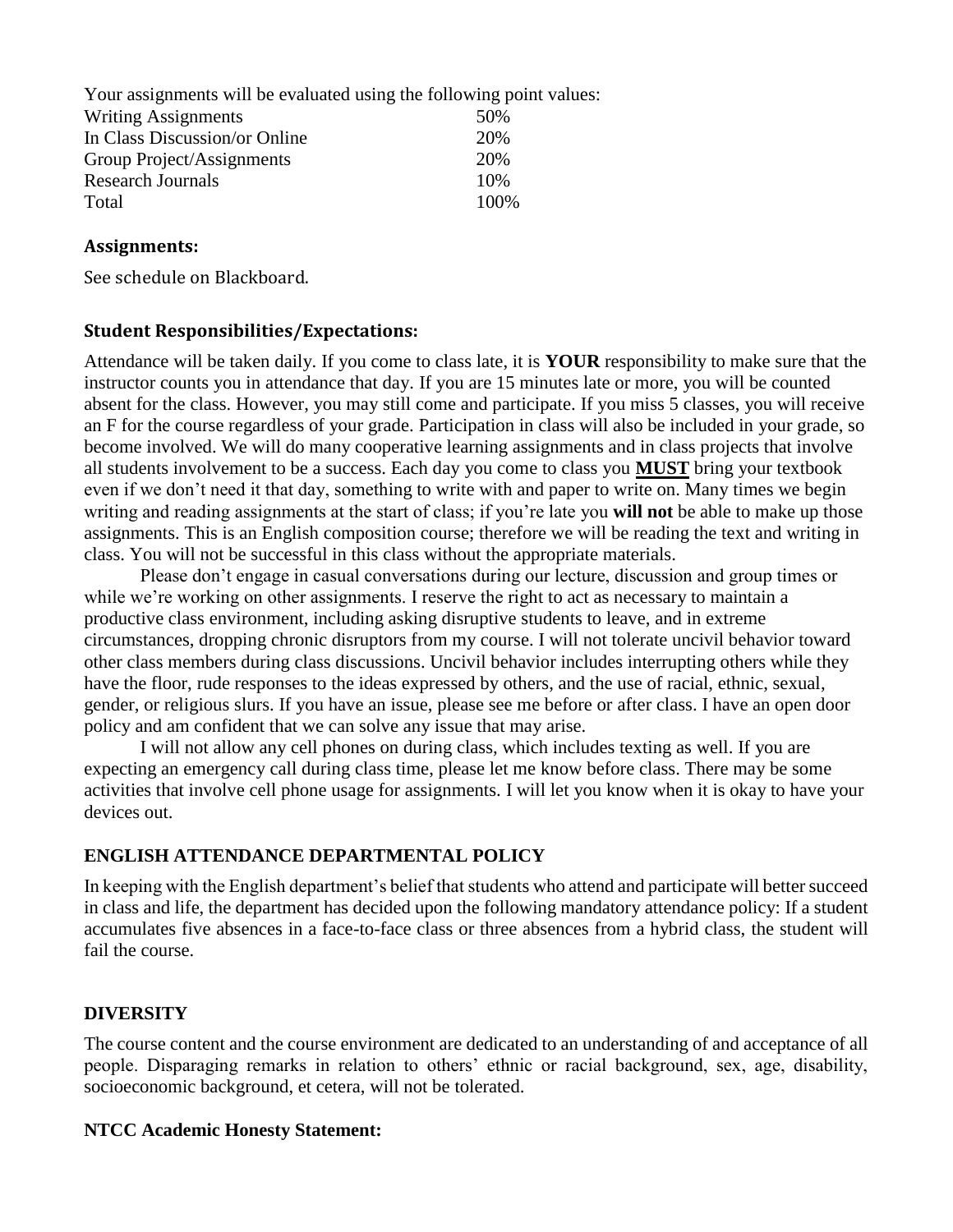Your assignments will be evaluated using the following point values:

| | |
|---|---|
| Writing Assignments | 50% |
| In Class Discussion/or Online | 20% |
| Group Project/Assignments | 20% |
| Research Journals | 10% |
| Total | 100% |

### Assignments:

See schedule on Blackboard.

### Student Responsibilities/Expectations:

Attendance will be taken daily. If you come to class late, it is **YOUR** responsibility to make sure that the instructor counts you in attendance that day. If you are 15 minutes late or more, you will be counted absent for the class. However, you may still come and participate. If you miss 5 classes, you will receive an F for the course regardless of your grade. Participation in class will also be included in your grade, so become involved. We will do many cooperative learning assignments and in class projects that involve all students involvement to be a success. Each day you come to class you **MUST** bring your textbook even if we don't need it that day, something to write with and paper to write on. Many times we begin writing and reading assignments at the start of class; if you're late you **will not** be able to make up those assignments. This is an English composition course; therefore we will be reading the text and writing in class. You will not be successful in this class without the appropriate materials.

Please don't engage in casual conversations during our lecture, discussion and group times or while we're working on other assignments. I reserve the right to act as necessary to maintain a productive class environment, including asking disruptive students to leave, and in extreme circumstances, dropping chronic disruptors from my course. I will not tolerate uncivil behavior toward other class members during class discussions. Uncivil behavior includes interrupting others while they have the floor, rude responses to the ideas expressed by others, and the use of racial, ethnic, sexual, gender, or religious slurs. If you have an issue, please see me before or after class. I have an open door policy and am confident that we can solve any issue that may arise.

I will not allow any cell phones on during class, which includes texting as well. If you are expecting an emergency call during class time, please let me know before class. There may be some activities that involve cell phone usage for assignments. I will let you know when it is okay to have your devices out.

### ENGLISH ATTENDANCE DEPARTMENTAL POLICY

In keeping with the English department's belief that students who attend and participate will better succeed in class and life, the department has decided upon the following mandatory attendance policy: If a student accumulates five absences in a face-to-face class or three absences from a hybrid class, the student will fail the course.

### DIVERSITY

The course content and the course environment are dedicated to an understanding of and acceptance of all people. Disparaging remarks in relation to others' ethnic or racial background, sex, age, disability, socioeconomic background, et cetera, will not be tolerated.

### NTCC Academic Honesty Statement: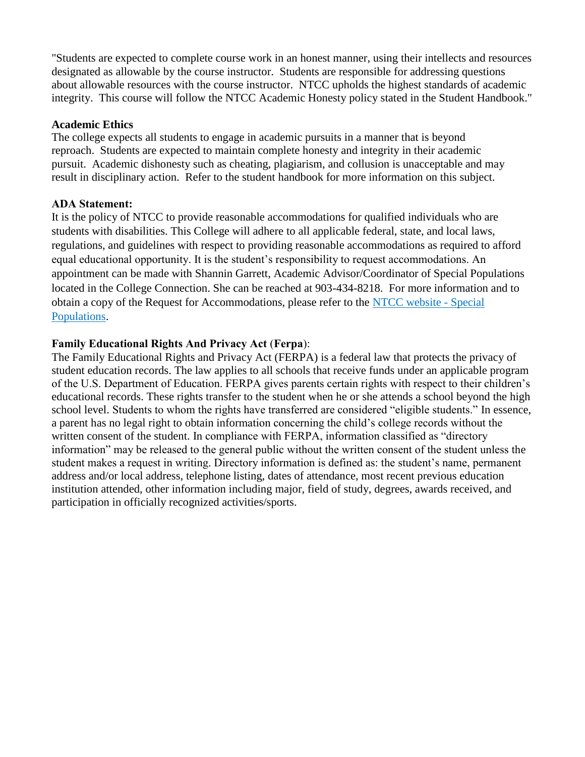"Students are expected to complete course work in an honest manner, using their intellects and resources designated as allowable by the course instructor. Students are responsible for addressing questions about allowable resources with the course instructor. NTCC upholds the highest standards of academic integrity. This course will follow the NTCC Academic Honesty policy stated in the Student Handbook."

**Academic Ethics**

The college expects all students to engage in academic pursuits in a manner that is beyond reproach. Students are expected to maintain complete honesty and integrity in their academic pursuit. Academic dishonesty such as cheating, plagiarism, and collusion is unacceptable and may result in disciplinary action. Refer to the student handbook for more information on this subject.

**ADA Statement:**

It is the policy of NTCC to provide reasonable accommodations for qualified individuals who are students with disabilities. This College will adhere to all applicable federal, state, and local laws, regulations, and guidelines with respect to providing reasonable accommodations as required to afford equal educational opportunity. It is the student's responsibility to request accommodations. An appointment can be made with Shannin Garrett, Academic Advisor/Coordinator of Special Populations located in the College Connection. She can be reached at 903-434-8218. For more information and to obtain a copy of the Request for Accommodations, please refer to the NTCC website - Special Populations.

**Family Educational Rights And Privacy Act** (**Ferpa**):

The Family Educational Rights and Privacy Act (FERPA) is a federal law that protects the privacy of student education records. The law applies to all schools that receive funds under an applicable program of the U.S. Department of Education. FERPA gives parents certain rights with respect to their children's educational records. These rights transfer to the student when he or she attends a school beyond the high school level. Students to whom the rights have transferred are considered "eligible students." In essence, a parent has no legal right to obtain information concerning the child's college records without the written consent of the student. In compliance with FERPA, information classified as "directory information" may be released to the general public without the written consent of the student unless the student makes a request in writing. Directory information is defined as: the student's name, permanent address and/or local address, telephone listing, dates of attendance, most recent previous education institution attended, other information including major, field of study, degrees, awards received, and participation in officially recognized activities/sports.